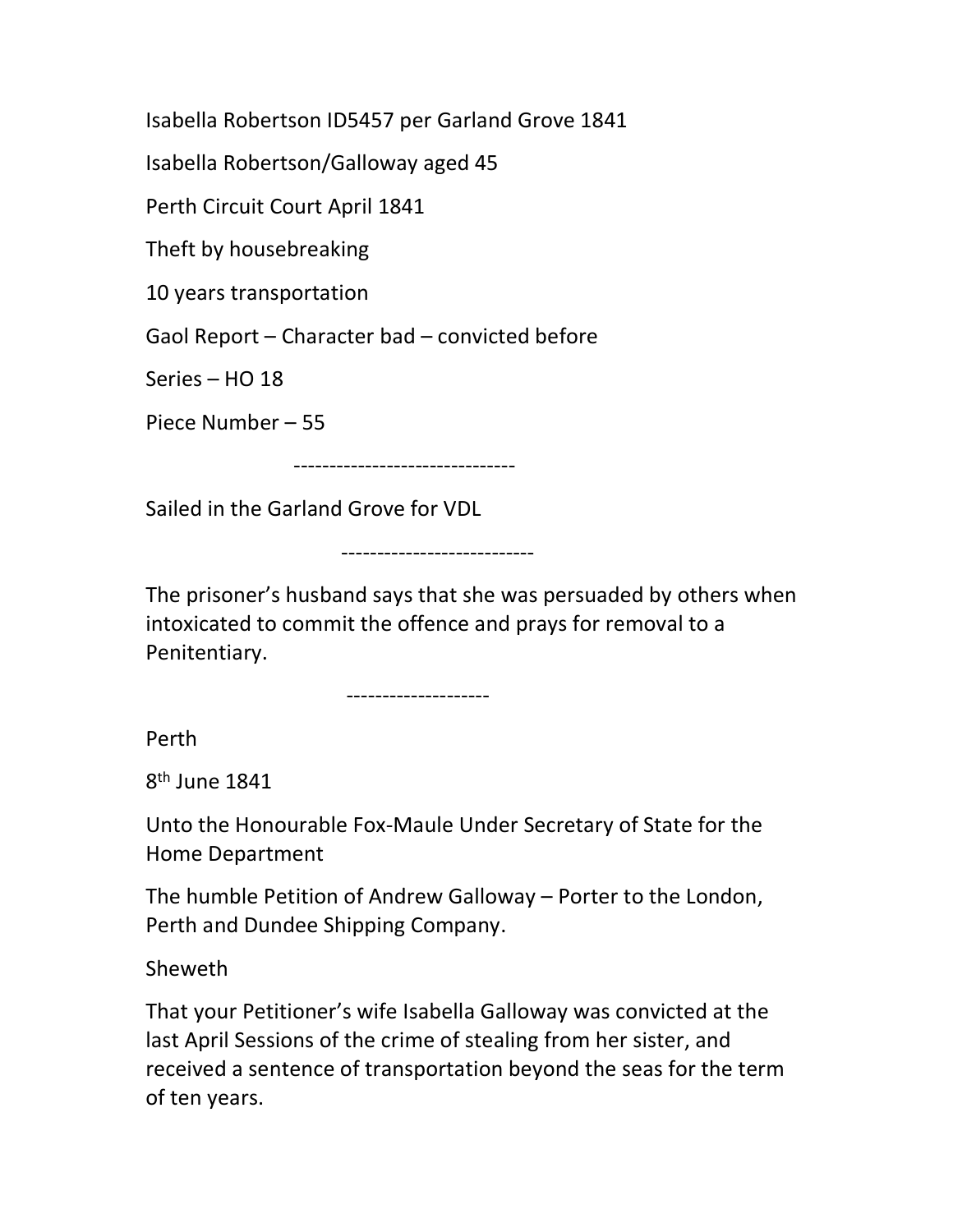Isabella Robertson ID5457 per Garland Grove 1841

Isabella Robertson/Galloway aged 45

Perth Circuit Court April 1841

Theft by housebreaking

10 years transportation

Gaol Report – Character bad – convicted before

Series – HO 18

Piece Number – 55

-------------------------------

Sailed in the Garland Grove for VDL

---------------------------

The prisoner's husband says that she was persuaded by others when intoxicated to commit the offence and prays for removal to a Penitentiary.

--------------------

Perth

8th June 1841

Unto the Honourable Fox-Maule Under Secretary of State for the Home Department

The humble Petition of Andrew Galloway – Porter to the London, Perth and Dundee Shipping Company.

Sheweth

That your Petitioner's wife Isabella Galloway was convicted at the last April Sessions of the crime of stealing from her sister, and received a sentence of transportation beyond the seas for the term of ten years.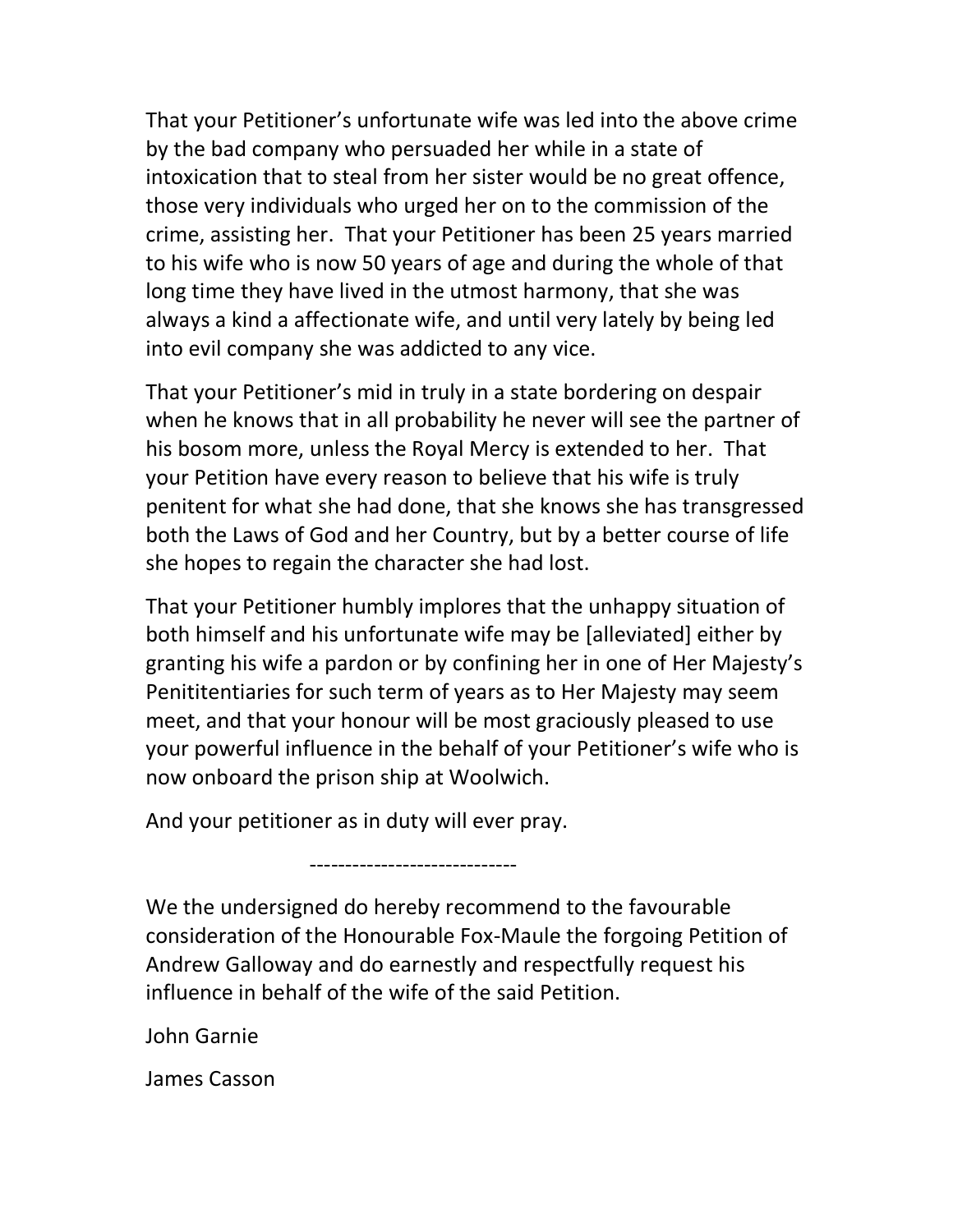That your Petitioner's unfortunate wife was led into the above crime by the bad company who persuaded her while in a state of intoxication that to steal from her sister would be no great offence, those very individuals who urged her on to the commission of the crime, assisting her. That your Petitioner has been 25 years married to his wife who is now 50 years of age and during the whole of that long time they have lived in the utmost harmony, that she was always a kind a affectionate wife, and until very lately by being led into evil company she was addicted to any vice.

That your Petitioner's mid in truly in a state bordering on despair when he knows that in all probability he never will see the partner of his bosom more, unless the Royal Mercy is extended to her. That your Petition have every reason to believe that his wife is truly penitent for what she had done, that she knows she has transgressed both the Laws of God and her Country, but by a better course of life she hopes to regain the character she had lost.

That your Petitioner humbly implores that the unhappy situation of both himself and his unfortunate wife may be [alleviated] either by granting his wife a pardon or by confining her in one of Her Majesty's Penititentiaries for such term of years as to Her Majesty may seem meet, and that your honour will be most graciously pleased to use your powerful influence in the behalf of your Petitioner's wife who is now onboard the prison ship at Woolwich.

And your petitioner as in duty will ever pray.

-----------------------------

We the undersigned do hereby recommend to the favourable consideration of the Honourable Fox-Maule the forgoing Petition of Andrew Galloway and do earnestly and respectfully request his influence in behalf of the wife of the said Petition.

John Garnie

James Casson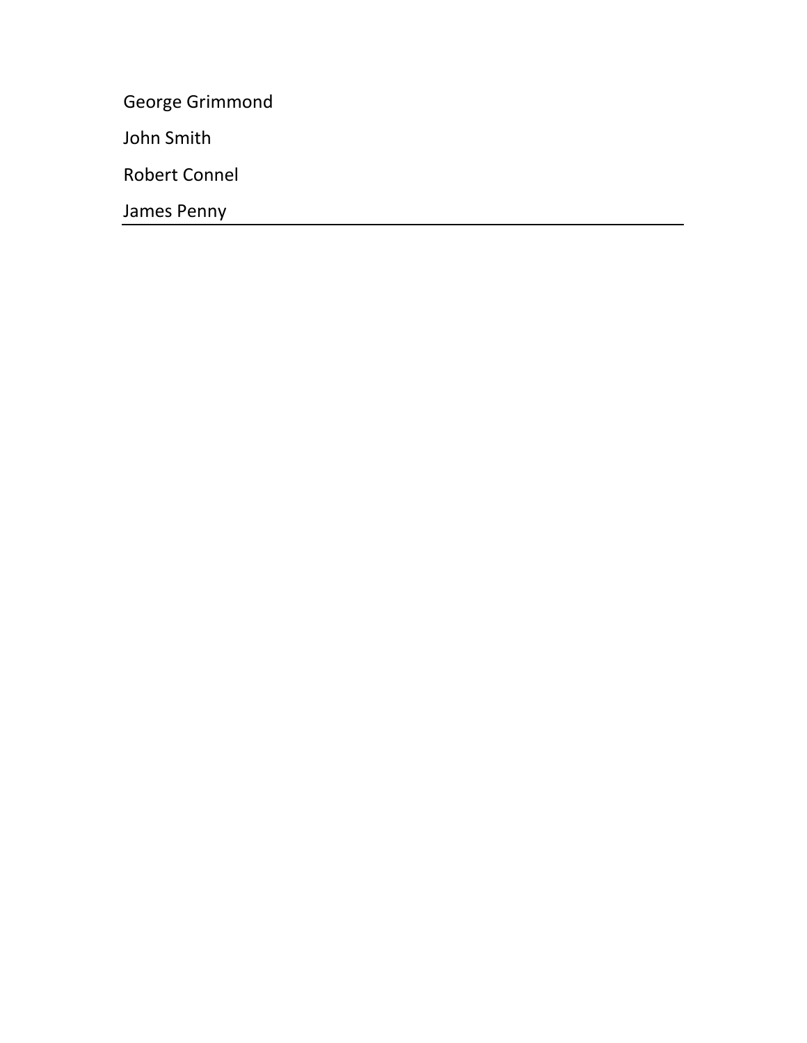George Grimmond

John Smith

Robert Connel

James Penny

---